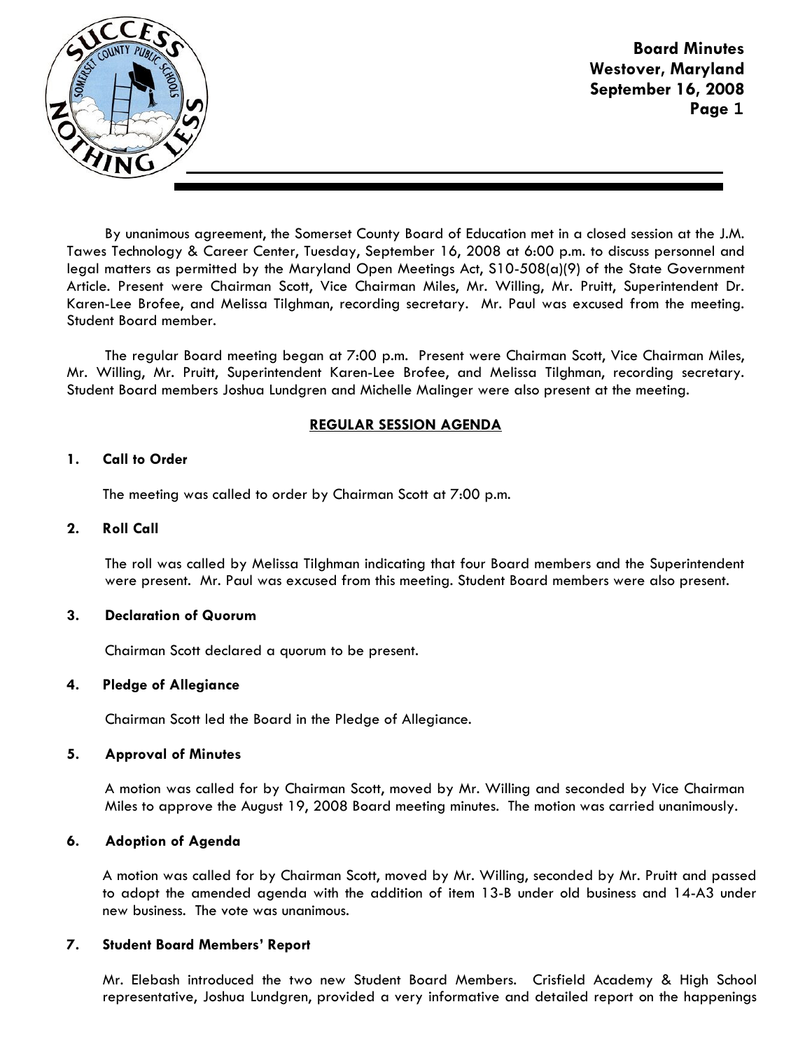By unanimous agreement, the Somerset County Board of Education met in a closed session at the J.M. Tawes Technology & Career Center, Tuesday, September 16, 2008 at 6:00 p.m. to discuss personnel and legal matters as permitted by the Maryland Open Meetings Act, S10-508(a)(9) of the State Government Article. Present were Chairman Scott, Vice Chairman Miles, Mr. Willing, Mr. Pruitt, Superintendent Dr. Karen-Lee Brofee, and Melissa Tilghman, recording secretary. Mr. Paul was excused from the meeting. Student Board member.

The regular Board meeting began at 7:00 p.m. Present were Chairman Scott, Vice Chairman Miles, Mr. Willing, Mr. Pruitt, Superintendent Karen-Lee Brofee, and Melissa Tilghman, recording secretary. Student Board members Joshua Lundgren and Michelle Malinger were also present at the meeting.

## REGULAR SESSION AGENDA

### 1. Call to Order

The meeting was called to order by Chairman Scott at 7:00 p.m.

### 2. Roll Call

The roll was called by Melissa Tilghman indicating that four Board members and the Superintendent were present. Mr. Paul was excused from this meeting. Student Board members were also present.

### 3. Declaration of Quorum

Chairman Scott declared a quorum to be present.

### 4. Pledge of Allegiance

Chairman Scott led the Board in the Pledge of Allegiance.

### 5. Approval of Minutes

A motion was called for by Chairman Scott, moved by Mr. Willing and seconded by Vice Chairman Miles to approve the August 19, 2008 Board meeting minutes. The motion was carried unanimously.

### 6. Adoption of Agenda

A motion was called for by Chairman Scott, moved by Mr. Willing, seconded by Mr. Pruitt and passed to adopt the amended agenda with the addition of item 13-B under old business and 14-A3 under new business. The vote was unanimous.

### 7. Student Board Members' Report

Mr. Elebash introduced the two new Student Board Members. Crisfield Academy & High School representative, Joshua Lundgren, provided a very informative and detailed report on the happenings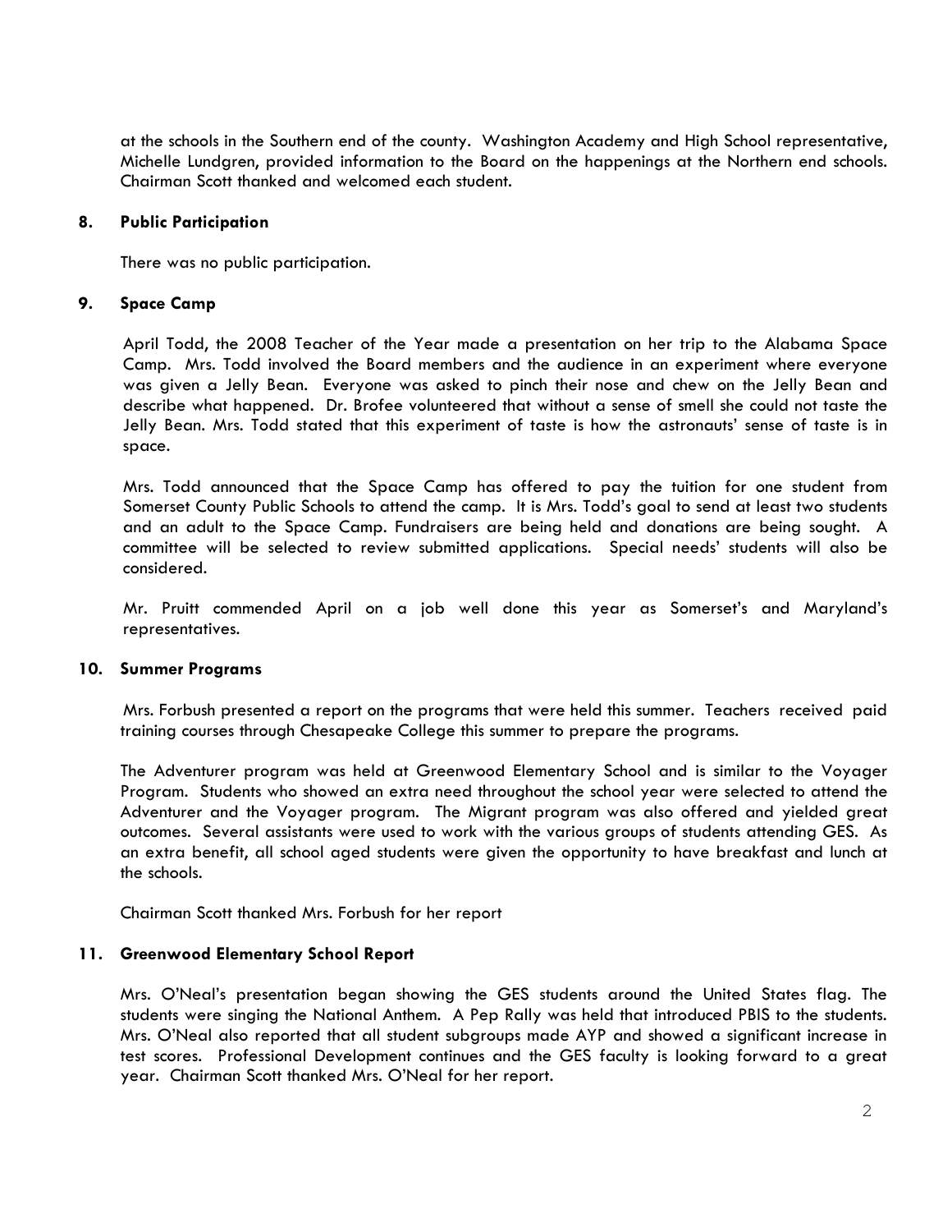at the schools in the Southern end of the county. Washington Academy and High School representative, Michelle Lundgren, provided information to the Board on the happenings at the Northern end schools. Chairman Scott thanked and welcomed each student.

## 8. Public Participation

There was no public participation.

## 9. Space Camp

April Todd, the 2008 Teacher of the Year made a presentation on her trip to the Alabama Space Camp. Mrs. Todd involved the Board members and the audience in an experiment where everyone was given a Jelly Bean. Everyone was asked to pinch their nose and chew on the Jelly Bean and describe what happened. Dr. Brofee volunteered that without a sense of smell she could not taste the Jelly Bean. Mrs. Todd stated that this experiment of taste is how the astronauts' sense of taste is in space.

Mrs. Todd announced that the Space Camp has offered to pay the tuition for one student from Somerset County Public Schools to attend the camp. It is Mrs. Todd's goal to send at least two students and an adult to the Space Camp. Fundraisers are being held and donations are being sought. A committee will be selected to review submitted applications. Special needs' students will also be considered.

Mr. Pruitt commended April on a job well done this year as Somerset's and Maryland's representatives.

## 10. Summer Programs

Mrs. Forbush presented a report on the programs that were held this summer. Teachers received paid training courses through Chesapeake College this summer to prepare the programs.

The Adventurer program was held at Greenwood Elementary School and is similar to the Voyager Program. Students who showed an extra need throughout the school year were selected to attend the Adventurer and the Voyager program. The Migrant program was also offered and yielded great outcomes. Several assistants were used to work with the various groups of students attending GES. As an extra benefit, all school aged students were given the opportunity to have breakfast and lunch at the schools.

Chairman Scott thanked Mrs. Forbush for her report

## 11. Greenwood Elementary School Report

Mrs. O'Neal's presentation began showing the GES students around the United States flag. The students were singing the National Anthem. A Pep Rally was held that introduced PBIS to the students. Mrs. O'Neal also reported that all student subgroups made AYP and showed a significant increase in test scores. Professional Development continues and the GES faculty is looking forward to a great year. Chairman Scott thanked Mrs. O'Neal for her report.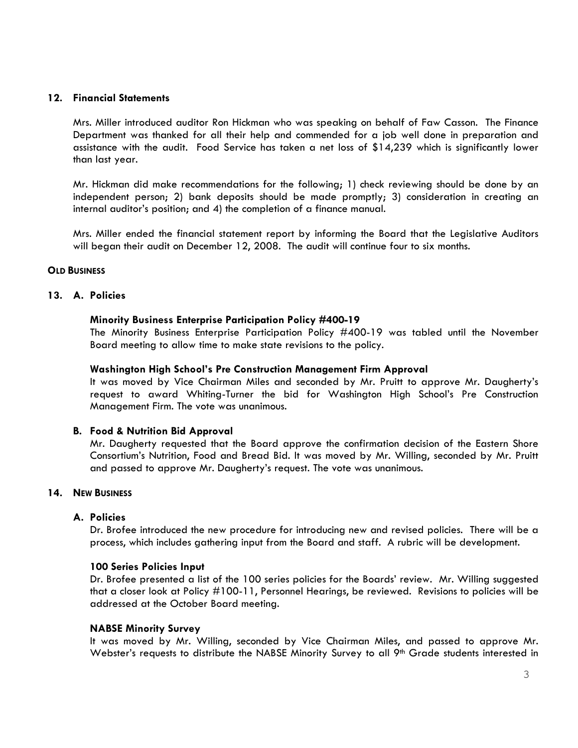## 12. Financial Statements

Mrs. Miller introduced auditor Ron Hickman who was speaking on behalf of Faw Casson. The Finance Department was thanked for all their help and commended for a job well done in preparation and assistance with the audit. Food Service has taken a net loss of $14,239 which is significantly lower than last year.

Mr. Hickman did make recommendations for the following; 1) check reviewing should be done by an independent person; 2) bank deposits should be made promptly; 3) consideration in creating an internal auditor's position; and 4) the completion of a finance manual.

Mrs. Miller ended the financial statement report by informing the Board that the Legislative Auditors will began their audit on December 12, 2008. The audit will continue four to six months.

**OLD BUSINESS**

## 13. A. Policies

**Minority Business Enterprise Participation Policy #400-19**

The Minority Business Enterprise Participation Policy #400-19 was tabled until the November Board meeting to allow time to make state revisions to the policy.

**Washington High School's Pre Construction Management Firm Approval**

It was moved by Vice Chairman Miles and seconded by Mr. Pruitt to approve Mr. Daugherty's request to award Whiting-Turner the bid for Washington High School's Pre Construction Management Firm. The vote was unanimous.

### B. Food & Nutrition Bid Approval

Mr. Daugherty requested that the Board approve the confirmation decision of the Eastern Shore Consortium's Nutrition, Food and Bread Bid. It was moved by Mr. Willing, seconded by Mr. Pruitt and passed to approve Mr. Daugherty's request. The vote was unanimous.

## 14. NEW BUSINESS

### A. Policies

Dr. Brofee introduced the new procedure for introducing new and revised policies. There will be a process, which includes gathering input from the Board and staff. A rubric will be development.

**100 Series Policies Input**

Dr. Brofee presented a list of the 100 series policies for the Boards' review. Mr. Willing suggested that a closer look at Policy #100-11, Personnel Hearings, be reviewed. Revisions to policies will be addressed at the October Board meeting.

**NABSE Minority Survey**

It was moved by Mr. Willing, seconded by Vice Chairman Miles, and passed to approve Mr. Webster's requests to distribute the NABSE Minority Survey to all 9th Grade students interested in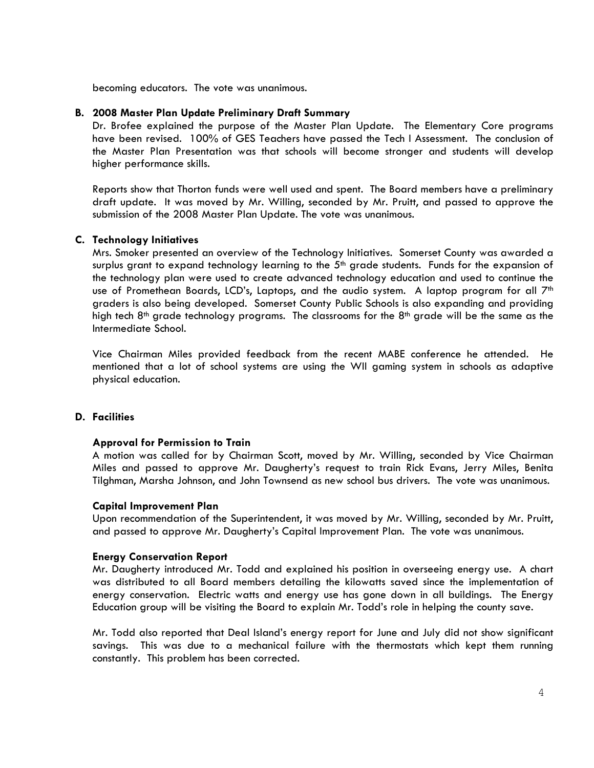becoming educators. The vote was unanimous.

**B. 2008 Master Plan Update Preliminary Draft Summary**

Dr. Brofee explained the purpose of the Master Plan Update. The Elementary Core programs have been revised. 100% of GES Teachers have passed the Tech I Assessment. The conclusion of the Master Plan Presentation was that schools will become stronger and students will develop higher performance skills.

Reports show that Thorton funds were well used and spent. The Board members have a preliminary draft update. It was moved by Mr. Willing, seconded by Mr. Pruitt, and passed to approve the submission of the 2008 Master Plan Update. The vote was unanimous.

**C. Technology Initiatives**

Mrs. Smoker presented an overview of the Technology Initiatives. Somerset County was awarded a surplus grant to expand technology learning to the 5th grade students. Funds for the expansion of the technology plan were used to create advanced technology education and used to continue the use of Promethean Boards, LCD's, Laptops, and the audio system. A laptop program for all 7th graders is also being developed. Somerset County Public Schools is also expanding and providing high tech 8th grade technology programs. The classrooms for the 8th grade will be the same as the Intermediate School.

Vice Chairman Miles provided feedback from the recent MABE conference he attended. He mentioned that a lot of school systems are using the WII gaming system in schools as adaptive physical education.

**D. Facilities**

**Approval for Permission to Train**

A motion was called for by Chairman Scott, moved by Mr. Willing, seconded by Vice Chairman Miles and passed to approve Mr. Daugherty's request to train Rick Evans, Jerry Miles, Benita Tilghman, Marsha Johnson, and John Townsend as new school bus drivers. The vote was unanimous.

**Capital Improvement Plan**

Upon recommendation of the Superintendent, it was moved by Mr. Willing, seconded by Mr. Pruitt, and passed to approve Mr. Daugherty's Capital Improvement Plan. The vote was unanimous.

**Energy Conservation Report**

Mr. Daugherty introduced Mr. Todd and explained his position in overseeing energy use. A chart was distributed to all Board members detailing the kilowatts saved since the implementation of energy conservation. Electric watts and energy use has gone down in all buildings. The Energy Education group will be visiting the Board to explain Mr. Todd's role in helping the county save.

Mr. Todd also reported that Deal Island's energy report for June and July did not show significant savings. This was due to a mechanical failure with the thermostats which kept them running constantly. This problem has been corrected.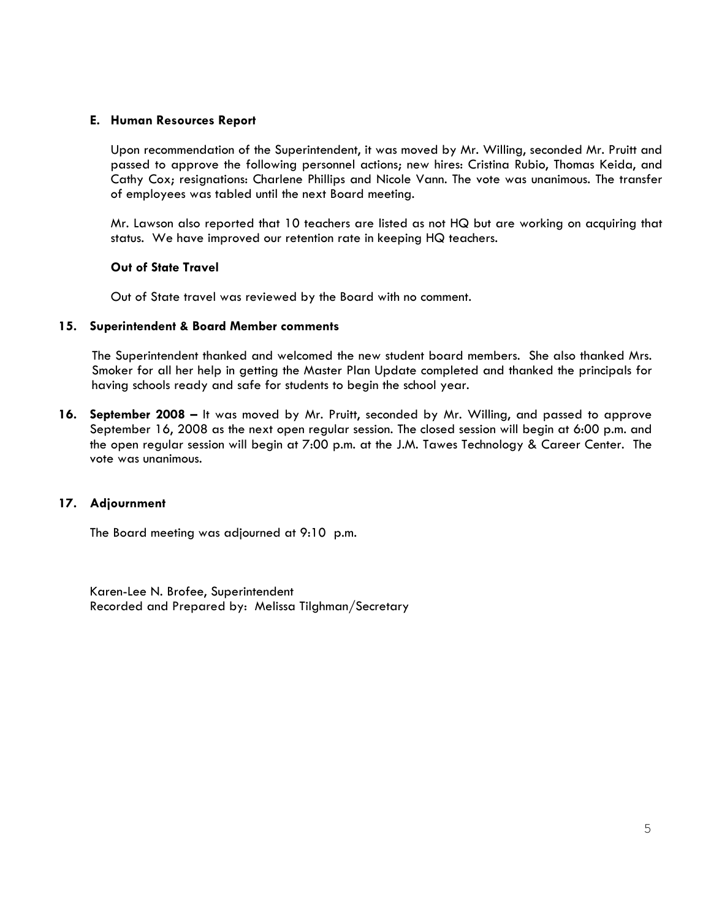### E. Human Resources Report

Upon recommendation of the Superintendent, it was moved by Mr. Willing, seconded Mr. Pruitt and passed to approve the following personnel actions; new hires: Cristina Rubio, Thomas Keida, and Cathy Cox; resignations: Charlene Phillips and Nicole Vann. The vote was unanimous. The transfer of employees was tabled until the next Board meeting.

Mr. Lawson also reported that 10 teachers are listed as not HQ but are working on acquiring that status. We have improved our retention rate in keeping HQ teachers.

**Out of State Travel**

Out of State travel was reviewed by the Board with no comment.

### 15. Superintendent & Board Member comments

The Superintendent thanked and welcomed the new student board members. She also thanked Mrs. Smoker for all her help in getting the Master Plan Update completed and thanked the principals for having schools ready and safe for students to begin the school year.

**16. September 2008 –** It was moved by Mr. Pruitt, seconded by Mr. Willing, and passed to approve September 16, 2008 as the next open regular session. The closed session will begin at 6:00 p.m. and the open regular session will begin at 7:00 p.m. at the J.M. Tawes Technology & Career Center. The vote was unanimous.

### 17. Adjournment

The Board meeting was adjourned at 9:10 p.m.

Karen-Lee N. Brofee, Superintendent
Recorded and Prepared by: Melissa Tilghman/Secretary